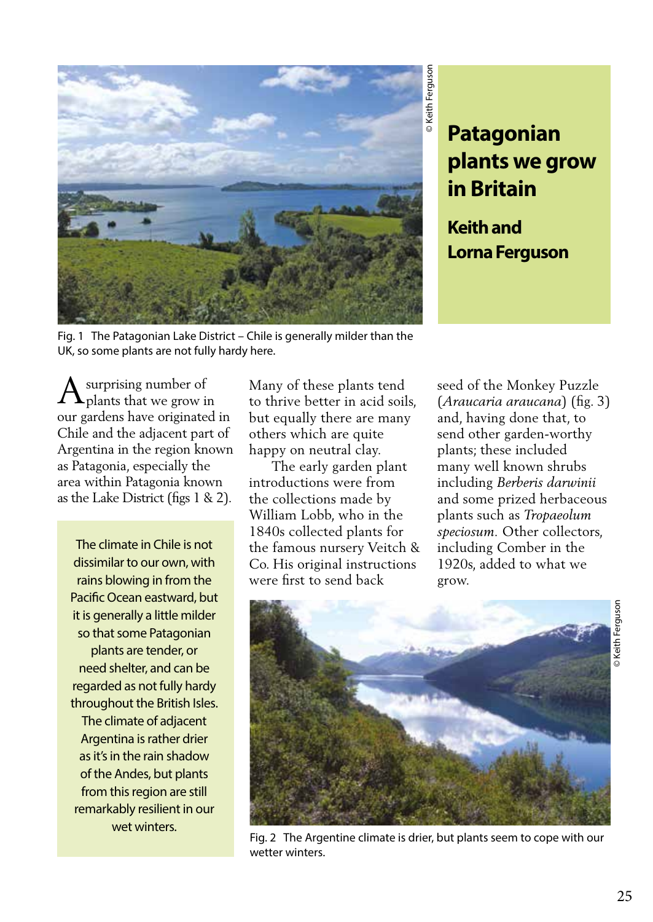# Patagonian plants we grow in Britain

**Keith and Lorna Ferguson**

© Keith Ferguson

Fig. 1 The Patagonian Lake District – Chile is generally milder than the UK, so some plants are not fully hardy here.

A surprising number of plants that we grow in our gardens have originated in Chile and the adjacent part of Argentina in the region known as Patagonia, especially the area within Patagonia known as the Lake District (figs 1 & 2).

> The climate in Chile is not dissimilar to our own, with rains blowing in from the Pacific Ocean eastward, but it is generally a little milder so that some Patagonian plants are tender, or need shelter, and can be regarded as not fully hardy throughout the British Isles. The climate of adjacent Argentina is rather drier as it's in the rain shadow of the Andes, but plants from this region are still remarkably resilient in our wet winters.

Many of these plants tend to thrive better in acid soils, but equally there are many others which are quite happy on neutral clay.

The early garden plant introductions were from the collections made by William Lobb, who in the 1840s collected plants for the famous nursery Veitch & Co. His original instructions were first to send back seed of the Monkey Puzzle (*Araucaria araucana*) (fig. 3) and, having done that, to send other garden-worthy plants; these included many well known shrubs including *Berberis darwinii* and some prized herbaceous plants such as *Tropaeolum speciosum*. Other collectors, including Comber in the 1920s, added to what we grow.

© Keith Ferguson

Fig. 2 The Argentine climate is drier, but plants seem to cope with our wetter winters.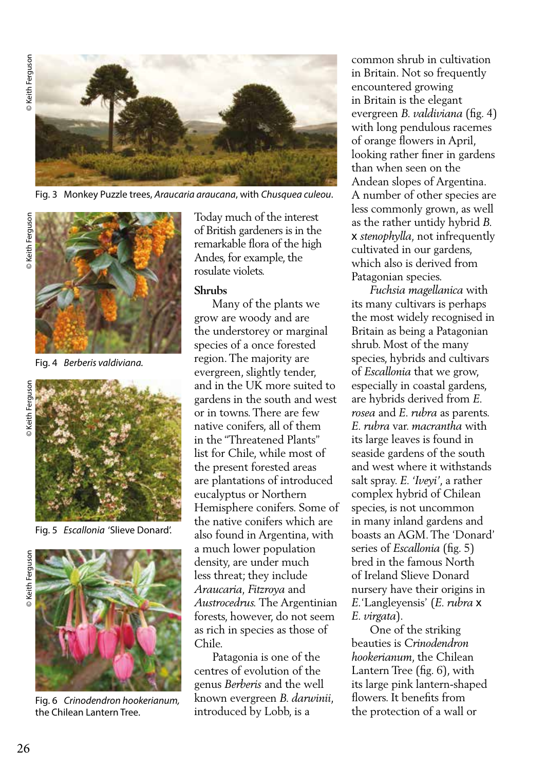Fig. 3 Monkey Puzzle trees, *Araucaria araucana*, with *Chusquea culeou*.

Fig. 4 *Berberis valdiviana*.

Fig. 5 *Escallonia* 'Slieve Donard'.

Fig. 6 *Crinodendron hookerianum*, the Chilean Lantern Tree.

Today much of the interest of British gardeners is in the remarkable flora of the high Andes, for example, the rosulate violets.

### Shrubs

Many of the plants we grow are woody and are the understorey or marginal species of a once forested region. The majority are evergreen, slightly tender, and in the UK more suited to gardens in the south and west or in towns. There are few native conifers, all of them in the "Threatened Plants" list for Chile, while most of the present forested areas are plantations of introduced eucalyptus or Northern Hemisphere conifers. Some of the native conifers which are also found in Argentina, with a much lower population density, are under much less threat; they include *Araucaria*, *Fitzroya* and *Austrocedrus.* The Argentinian forests, however, do not seem as rich in species as those of Chile.

Patagonia is one of the centres of evolution of the genus *Berberis* and the well known evergreen *B. darwinii*, introduced by Lobb, is a common shrub in cultivation in Britain. Not so frequently encountered growing in Britain is the elegant evergreen *B. valdiviana* (fig. 4) with long pendulous racemes of orange flowers in April, looking rather finer in gardens than when seen on the Andean slopes of Argentina. A number of other species are less commonly grown, as well as the rather untidy hybrid *B.* x *stenophylla*, not infrequently cultivated in our gardens, which also is derived from Patagonian species.

*Fuchsia magellanica* with its many cultivars is perhaps the most widely recognised in Britain as being a Patagonian shrub. Most of the many species, hybrids and cultivars of *Escallonia* that we grow, especially in coastal gardens, are hybrids derived from *E. rosea* and *E. rubra* as parents. *E. rubra* var. *macrantha* with its large leaves is found in seaside gardens of the south and west where it withstands salt spray. *E. 'Iveyi'*, a rather complex hybrid of Chilean species, is not uncommon in many inland gardens and boasts an AGM. The 'Donard' series of *Escallonia* (fig. 5) bred in the famous North of Ireland Slieve Donard nursery have their origins in *E.*'Langleyensis' (*E. rubra* x *E. virgata*).

One of the striking beauties is *Crinodendron hookerianum*, the Chilean Lantern Tree (fig. 6), with its large pink lantern-shaped flowers. It benefits from the protection of a wall or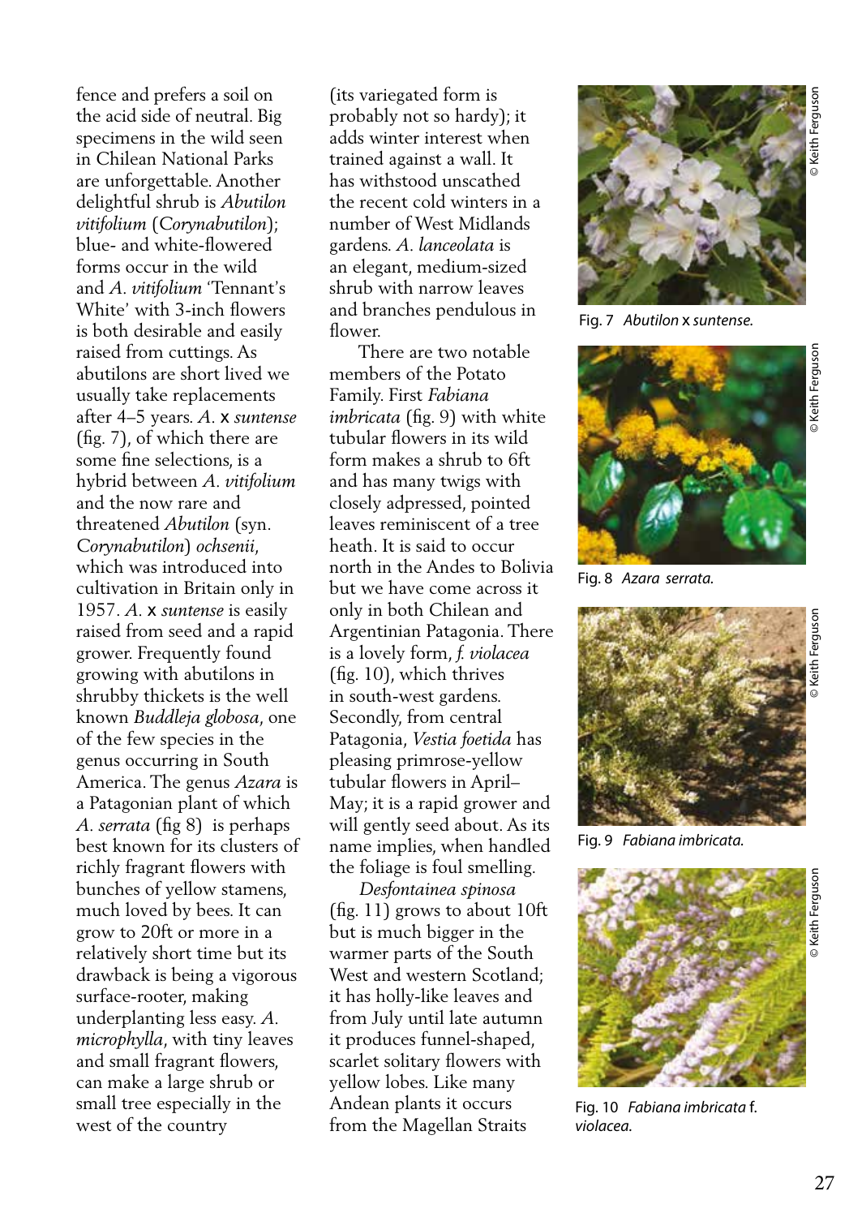fence and prefers a soil on the acid side of neutral. Big specimens in the wild seen in Chilean National Parks are unforgettable. Another delightful shrub is *Abutilon vitifolium* (*Corynabutilon*); blue- and white-flowered forms occur in the wild and *A. vitifolium* 'Tennant's White' with 3-inch flowers is both desirable and easily raised from cuttings. As abutilons are short lived we usually take replacements after 4–5 years. *A.* x *suntense* (fig. 7), of which there are some fine selections, is a hybrid between *A. vitifolium* and the now rare and threatened *Abutilon* (syn. *Corynabutilon*) *ochsenii*, which was introduced into cultivation in Britain only in 1957. *A.* x *suntense* is easily raised from seed and a rapid grower. Frequently found growing with abutilons in shrubby thickets is the well known *Buddleja globosa*, one of the few species in the genus occurring in South America. The genus *Azara* is a Patagonian plant of which *A. serrata* (fig 8) is perhaps best known for its clusters of richly fragrant flowers with bunches of yellow stamens, much loved by bees. It can grow to 20ft or more in a relatively short time but its drawback is being a vigorous surface-rooter, making underplanting less easy. *A. microphylla*, with tiny leaves and small fragrant flowers, can make a large shrub or small tree especially in the west of the country (its variegated form is probably not so hardy); it adds winter interest when trained against a wall. It has withstood unscathed the recent cold winters in a number of West Midlands gardens. *A. lanceolata* is an elegant, medium-sized shrub with narrow leaves and branches pendulous in flower.

There are two notable members of the Potato Family. First *Fabiana imbricata* (fig. 9) with white tubular flowers in its wild form makes a shrub to 6ft and has many twigs with closely adpressed, pointed leaves reminiscent of a tree heath. It is said to occur north in the Andes to Bolivia but we have come across it only in both Chilean and Argentinian Patagonia. There is a lovely form, *f. violacea* (fig. 10), which thrives in south-west gardens. Secondly, from central Patagonia, *Vestia foetida* has pleasing primrose-yellow tubular flowers in April–May; it is a rapid grower and will gently seed about. As its name implies, when handled the foliage is foul smelling.

*Desfontainea spinosa* (fig. 11) grows to about 10ft but is much bigger in the warmer parts of the South West and western Scotland; it has holly-like leaves and from July until late autumn it produces funnel-shaped, scarlet solitary flowers with yellow lobes. Like many Andean plants it occurs from the Magellan Straits

© Keith Ferguson

Fig. 7 *Abutilon* x *suntense.*

© Keith Ferguson

Fig. 8 *Azara serrata.*

© Keith Ferguson

Fig. 9 *Fabiana imbricata.*

© Keith Ferguson

Fig. 10 *Fabiana imbricata* f. *violacea.*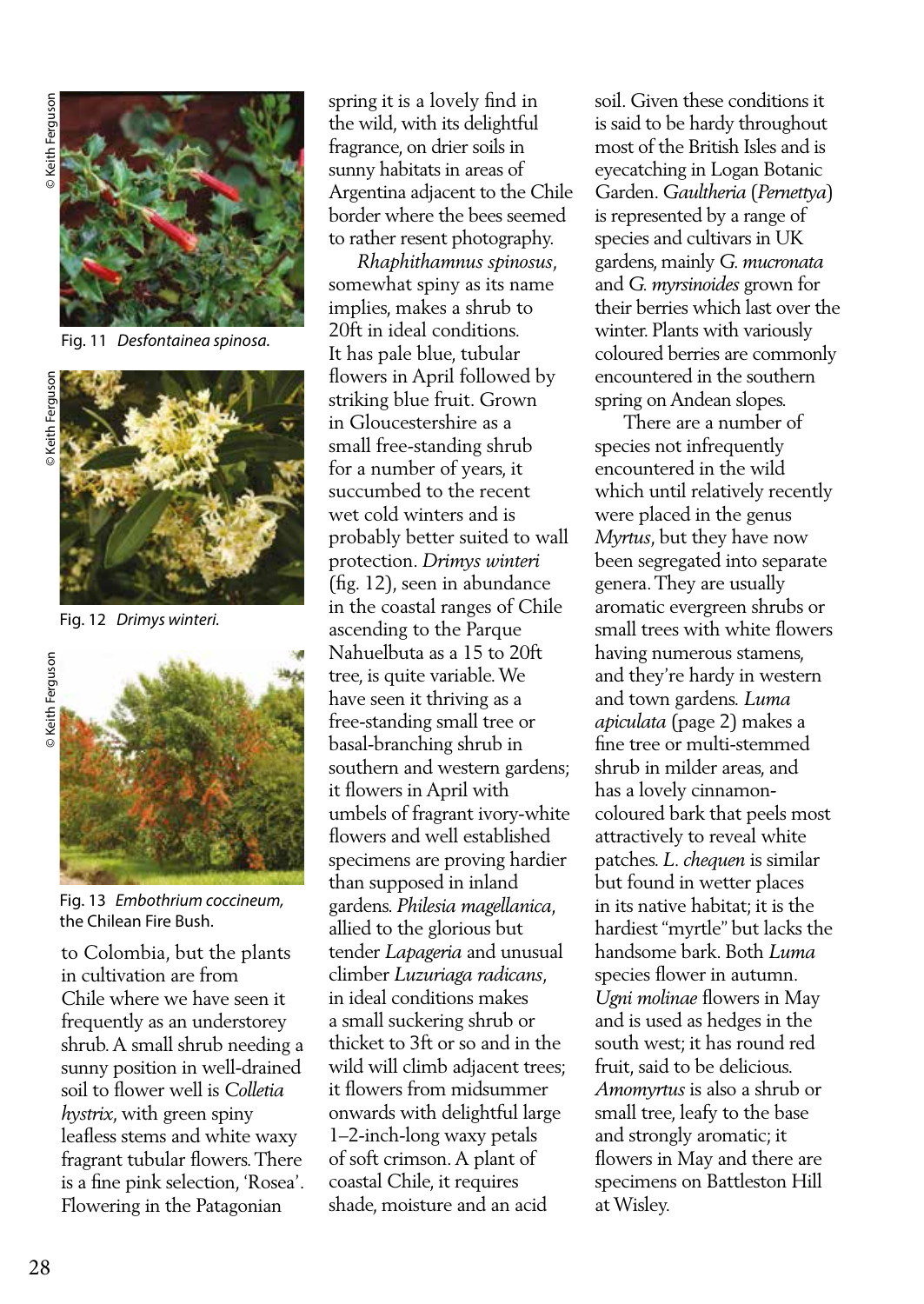© Keith Ferguson

Fig. 11 *Desfontainea spinosa.*

© Keith Ferguson

Fig. 12 *Drimys winteri.*

© Keith Ferguson

Fig. 13 *Embothrium coccineum,* the Chilean Fire Bush.

to Colombia, but the plants in cultivation are from Chile where we have seen it frequently as an understorey shrub. A small shrub needing a sunny position in well-drained soil to flower well is *Colletia hystrix*, with green spiny leafless stems and white waxy fragrant tubular flowers. There is a fine pink selection, 'Rosea'. Flowering in the Patagonian spring it is a lovely find in the wild, with its delightful fragrance, on drier soils in sunny habitats in areas of Argentina adjacent to the Chile border where the bees seemed to rather resent photography.

*Rhaphithamnus spinosus*, somewhat spiny as its name implies, makes a shrub to 20ft in ideal conditions. It has pale blue, tubular flowers in April followed by striking blue fruit. Grown in Gloucestershire as a small free-standing shrub for a number of years, it succumbed to the recent wet cold winters and is probably better suited to wall protection. *Drimys winteri* (fig. 12), seen in abundance in the coastal ranges of Chile ascending to the Parque Nahuelbuta as a 15 to 20ft tree, is quite variable. We have seen it thriving as a free-standing small tree or basal-branching shrub in southern and western gardens; it flowers in April with umbels of fragrant ivory-white flowers and well established specimens are proving hardier than supposed in inland gardens. *Philesia magellanica*, allied to the glorious but tender *Lapageria* and unusual climber *Luzuriaga radicans*, in ideal conditions makes a small suckering shrub or thicket to 3ft or so and in the wild will climb adjacent trees; it flowers from midsummer onwards with delightful large 1–2-inch-long waxy petals of soft crimson. A plant of coastal Chile, it requires shade, moisture and an acid soil. Given these conditions it is said to be hardy throughout most of the British Isles and is eyecatching in Logan Botanic Garden. *Gaultheria* (*Pernettya*) is represented by a range of species and cultivars in UK gardens, mainly *G. mucronata* and *G. myrsinoides* grown for their berries which last over the winter. Plants with variously coloured berries are commonly encountered in the southern spring on Andean slopes.

There are a number of species not infrequently encountered in the wild which until relatively recently were placed in the genus *Myrtus*, but they have now been segregated into separate genera. They are usually aromatic evergreen shrubs or small trees with white flowers having numerous stamens, and they're hardy in western and town gardens. *Luma apiculata* (page 2) makes a fine tree or multi-stemmed shrub in milder areas, and has a lovely cinnamon-coloured bark that peels most attractively to reveal white patches. *L. chequen* is similar but found in wetter places in its native habitat; it is the hardiest "myrtle" but lacks the handsome bark. Both *Luma* species flower in autumn. *Ugni molinae* flowers in May and is used as hedges in the south west; it has round red fruit, said to be delicious. *Amomyrtus* is also a shrub or small tree, leafy to the base and strongly aromatic; it flowers in May and there are specimens on Battleston Hill at Wisley.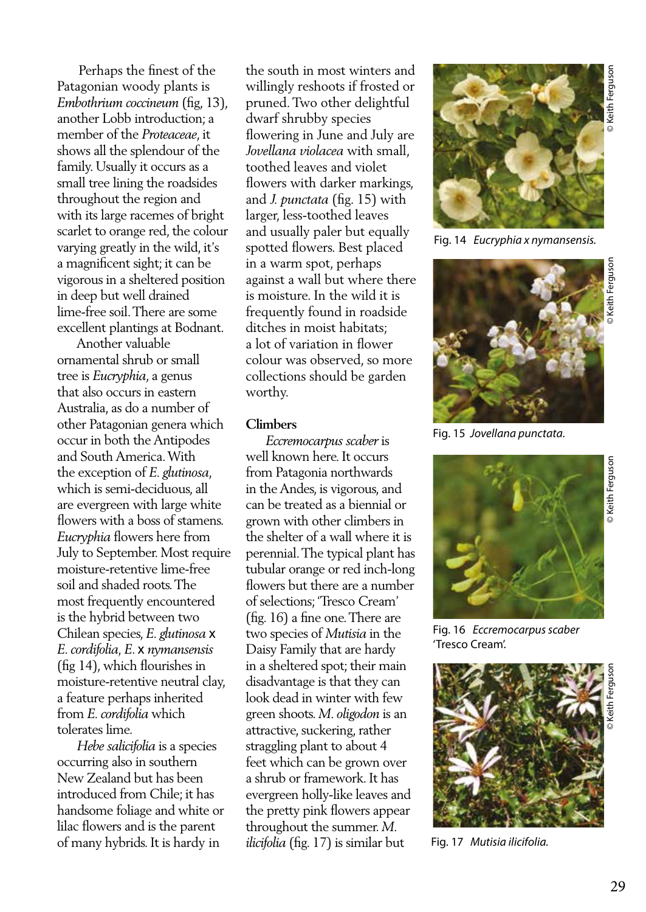Perhaps the finest of the Patagonian woody plants is *Embothrium coccineum* (fig, 13), another Lobb introduction; a member of the *Proteaceae*, it shows all the splendour of the family. Usually it occurs as a small tree lining the roadsides throughout the region and with its large racemes of bright scarlet to orange red, the colour varying greatly in the wild, it's a magnificent sight; it can be vigorous in a sheltered position in deep but well drained lime-free soil. There are some excellent plantings at Bodnant.

Another valuable ornamental shrub or small tree is *Eucryphia*, a genus that also occurs in eastern Australia, as do a number of other Patagonian genera which occur in both the Antipodes and South America. With the exception of *E. glutinosa*, which is semi-deciduous, all are evergreen with large white flowers with a boss of stamens. *Eucryphia* flowers here from July to September. Most require moisture-retentive lime-free soil and shaded roots. The most frequently encountered is the hybrid between two Chilean species, *E. glutinosa* x *E. cordifolia*, *E.* x *nymansensis* (fig 14), which flourishes in moisture-retentive neutral clay, a feature perhaps inherited from *E. cordifolia* which tolerates lime.

*Hebe salicifolia* is a species occurring also in southern New Zealand but has been introduced from Chile; it has handsome foliage and white or lilac flowers and is the parent of many hybrids. It is hardy in the south in most winters and willingly reshoots if frosted or pruned. Two other delightful dwarf shrubby species flowering in June and July are *Jovellana violacea* with small, toothed leaves and violet flowers with darker markings, and *J. punctata* (fig. 15) with larger, less-toothed leaves and usually paler but equally spotted flowers. Best placed in a warm spot, perhaps against a wall but where there is moisture. In the wild it is frequently found in roadside ditches in moist habitats; a lot of variation in flower colour was observed, so more collections should be garden worthy.

### Climbers

*Eccremocarpus scaber* is well known here. It occurs from Patagonia northwards in the Andes, is vigorous, and can be treated as a biennial or grown with other climbers in the shelter of a wall where it is perennial. The typical plant has tubular orange or red inch-long flowers but there are a number of selections; 'Tresco Cream' (fig. 16) a fine one. There are two species of *Mutisia* in the Daisy Family that are hardy in a sheltered spot; their main disadvantage is that they can look dead in winter with few green shoots. *M. oligodon* is an attractive, suckering, rather straggling plant to about 4 feet which can be grown over a shrub or framework. It has evergreen holly-like leaves and the pretty pink flowers appear throughout the summer. *M. ilicifolia* (fig. 17) is similar but

© Keith Ferguson

Fig. 14 *Eucryphia x nymansensis.*

© Keith Ferguson

Fig. 15 *Jovellana punctata.*

© Keith Ferguson

Fig. 16 *Eccremocarpus scaber* 'Tresco Cream'.

© Keith Ferguson

Fig. 17 *Mutisia ilicifolia.*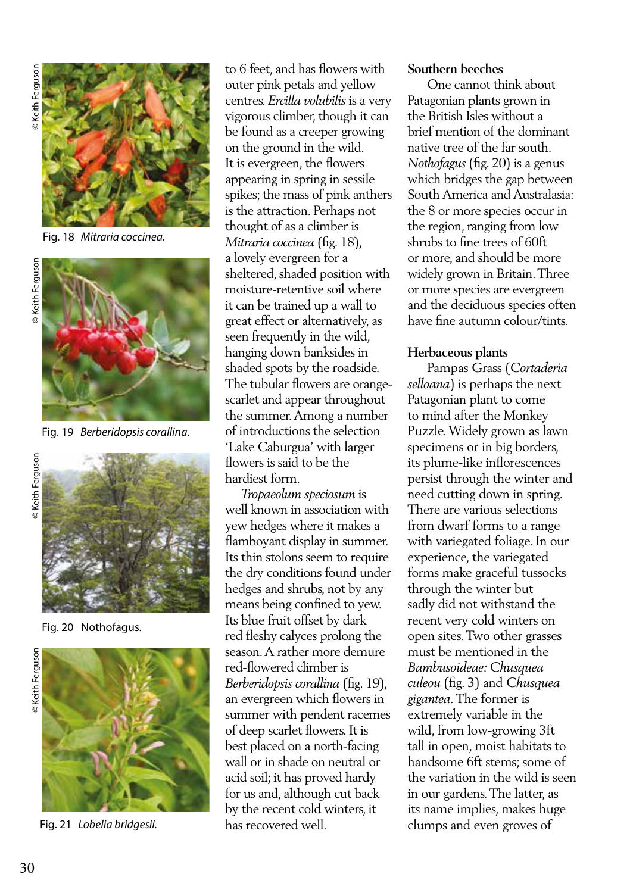Fig. 18 *Mitraria coccinea*.

Fig. 19 *Berberidopsis corallina*.

Fig. 20 Nothofagus.

Fig. 21 *Lobelia bridgesii*.

to 6 feet, and has flowers with outer pink petals and yellow centres. *Ercilla volubilis* is a very vigorous climber, though it can be found as a creeper growing on the ground in the wild. It is evergreen, the flowers appearing in spring in sessile spikes; the mass of pink anthers is the attraction. Perhaps not thought of as a climber is *Mitraria coccinea* (fig. 18), a lovely evergreen for a sheltered, shaded position with moisture-retentive soil where it can be trained up a wall to great effect or alternatively, as seen frequently in the wild, hanging down banksides in shaded spots by the roadside. The tubular flowers are orange-scarlet and appear throughout the summer. Among a number of introductions the selection 'Lake Caburgua' with larger flowers is said to be the hardiest form.

*Tropaeolum speciosum* is well known in association with yew hedges where it makes a flamboyant display in summer. Its thin stolons seem to require the dry conditions found under hedges and shrubs, not by any means being confined to yew. Its blue fruit offset by dark red fleshy calyces prolong the season. A rather more demure red-flowered climber is *Berberidopsis corallina* (fig. 19), an evergreen which flowers in summer with pendent racemes of deep scarlet flowers. It is best placed on a north-facing wall or in shade on neutral or acid soil; it has proved hardy for us and, although cut back by the recent cold winters, it has recovered well.

**Southern beeches**

One cannot think about Patagonian plants grown in the British Isles without a brief mention of the dominant native tree of the far south. *Nothofagus* (fig. 20) is a genus which bridges the gap between South America and Australasia: the 8 or more species occur in the region, ranging from low shrubs to fine trees of 60ft or more, and should be more widely grown in Britain. Three or more species are evergreen and the deciduous species often have fine autumn colour/tints.

**Herbaceous plants**

Pampas Grass (*Cortaderia selloana*) is perhaps the next Patagonian plant to come to mind after the Monkey Puzzle. Widely grown as lawn specimens or in big borders, its plume-like inflorescences persist through the winter and need cutting down in spring. There are various selections from dwarf forms to a range with variegated foliage. In our experience, the variegated forms make graceful tussocks through the winter but sadly did not withstand the recent very cold winters on open sites. Two other grasses must be mentioned in the *Bambusoideae: Chusquea culeou* (fig. 3) and *Chusquea gigantea*. The former is extremely variable in the wild, from low-growing 3ft tall in open, moist habitats to handsome 6ft stems; some of the variation in the wild is seen in our gardens. The latter, as its name implies, makes huge clumps and even groves of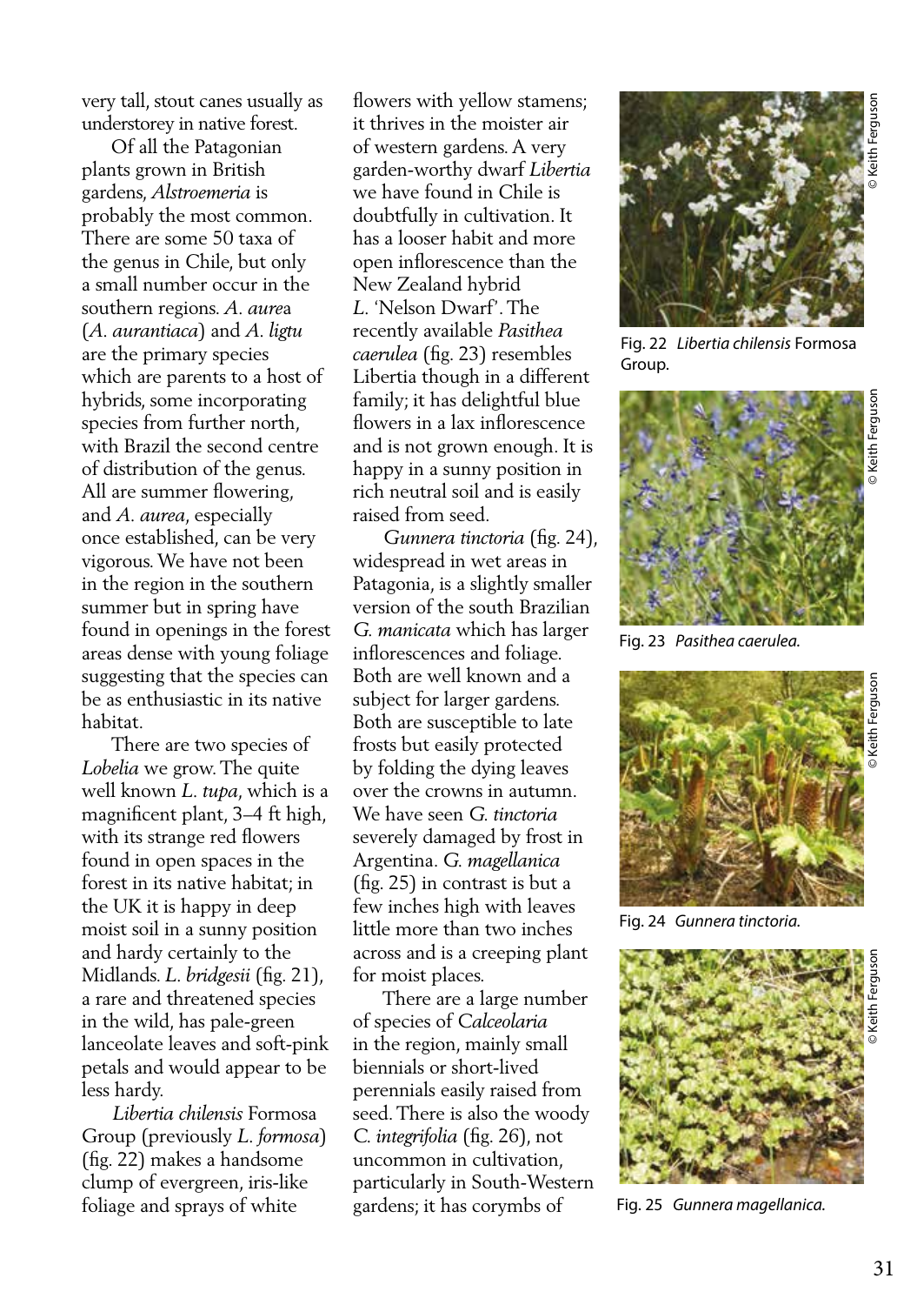very tall, stout canes usually as understorey in native forest.

Of all the Patagonian plants grown in British gardens, *Alstroemeria* is probably the most common. There are some 50 taxa of the genus in Chile, but only a small number occur in the southern regions. *A. aurea* (*A. aurantiaca*) and *A. ligtu* are the primary species which are parents to a host of hybrids, some incorporating species from further north, with Brazil the second centre of distribution of the genus. All are summer flowering, and *A. aurea*, especially once established, can be very vigorous. We have not been in the region in the southern summer but in spring have found in openings in the forest areas dense with young foliage suggesting that the species can be as enthusiastic in its native habitat.

There are two species of *Lobelia* we grow. The quite well known *L. tupa*, which is a magnificent plant, 3–4 ft high, with its strange red flowers found in open spaces in the forest in its native habitat; in the UK it is happy in deep moist soil in a sunny position and hardy certainly to the Midlands. *L. bridgesii* (fig. 21), a rare and threatened species in the wild, has pale-green lanceolate leaves and soft-pink petals and would appear to be less hardy.

*Libertia chilensis* Formosa Group (previously *L. formosa*) (fig. 22) makes a handsome clump of evergreen, iris-like foliage and sprays of white flowers with yellow stamens; it thrives in the moister air of western gardens. A very garden-worthy dwarf *Libertia* we have found in Chile is doubtfully in cultivation. It has a looser habit and more open inflorescence than the New Zealand hybrid *L.* 'Nelson Dwarf'. The recently available *Pasithea caerulea* (fig. 23) resembles Libertia though in a different family; it has delightful blue flowers in a lax inflorescence and is not grown enough. It is happy in a sunny position in rich neutral soil and is easily raised from seed.

*Gunnera tinctoria* (fig. 24), widespread in wet areas in Patagonia, is a slightly smaller version of the south Brazilian *G. manicata* which has larger inflorescences and foliage. Both are well known and a subject for larger gardens. Both are susceptible to late frosts but easily protected by folding the dying leaves over the crowns in autumn. We have seen *G. tinctoria* severely damaged by frost in Argentina. *G. magellanica* (fig. 25) in contrast is but a few inches high with leaves little more than two inches across and is a creeping plant for moist places.

There are a large number of species of *Calceolaria* in the region, mainly small biennials or short-lived perennials easily raised from seed. There is also the woody *C. integrifolia* (fig. 26), not uncommon in cultivation, particularly in South-Western gardens; it has corymbs of

Fig. 22 *Libertia chilensis* Formosa Group.

Fig. 23 *Pasithea caerulea.*

Fig. 24 *Gunnera tinctoria.*

Fig. 25 *Gunnera magellanica.*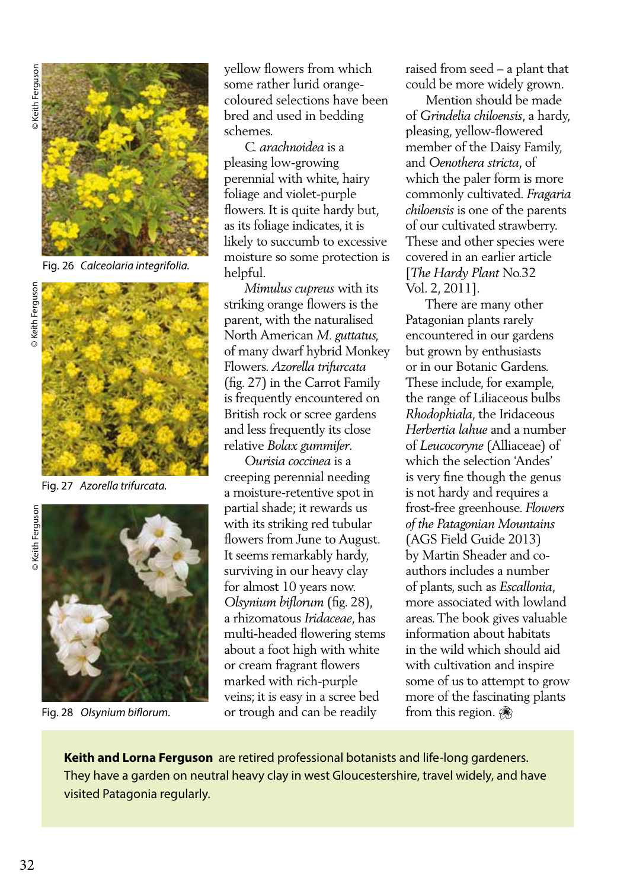Fig. 26 *Calceolaria integrifolia.*

Fig. 27 *Azorella trifurcata.*

Fig. 28 *Olsynium biflorum.*

yellow flowers from which some rather lurid orange-coloured selections have been bred and used in bedding schemes.

*C. arachnoidea* is a pleasing low-growing perennial with white, hairy foliage and violet-purple flowers. It is quite hardy but, as its foliage indicates, it is likely to succumb to excessive moisture so some protection is helpful.

*Mimulus cupreus* with its striking orange flowers is the parent, with the naturalised North American *M. guttatus*, of many dwarf hybrid Monkey Flowers. *Azorella trifurcata* (fig. 27) in the Carrot Family is frequently encountered on British rock or scree gardens and less frequently its close relative *Bolax gummifer*.

*Ourisia coccinea* is a creeping perennial needing a moisture-retentive spot in partial shade; it rewards us with its striking red tubular flowers from June to August. It seems remarkably hardy, surviving in our heavy clay for almost 10 years now. *Olsynium biflorum* (fig. 28), a rhizomatous *Iridaceae*, has multi-headed flowering stems about a foot high with white or cream fragrant flowers marked with rich-purple veins; it is easy in a scree bed or trough and can be readily raised from seed – a plant that could be more widely grown.

Mention should be made of *Grindelia chiloensis*, a hardy, pleasing, yellow-flowered member of the Daisy Family, and *Oenothera stricta*, of which the paler form is more commonly cultivated. *Fragaria chiloensis* is one of the parents of our cultivated strawberry. These and other species were covered in an earlier article [*The Hardy Plant* No.32 Vol. 2, 2011].

There are many other Patagonian plants rarely encountered in our gardens but grown by enthusiasts or in our Botanic Gardens. These include, for example, the range of Liliaceous bulbs *Rhodophiala*, the Iridaceous *Herbertia lahue* and a number of *Leucocoryne* (Alliaceae) of which the selection 'Andes' is very fine though the genus is not hardy and requires a frost-free greenhouse. *Flowers of the Patagonian Mountains* (AGS Field Guide 2013) by Martin Sheader and co-authors includes a number of plants, such as *Escallonia*, more associated with lowland areas. The book gives valuable information about habitats in the wild which should aid with cultivation and inspire some of us to attempt to grow more of the fascinating plants from this region.

**Keith and Lorna Ferguson** are retired professional botanists and life-long gardeners. They have a garden on neutral heavy clay in west Gloucestershire, travel widely, and have visited Patagonia regularly.